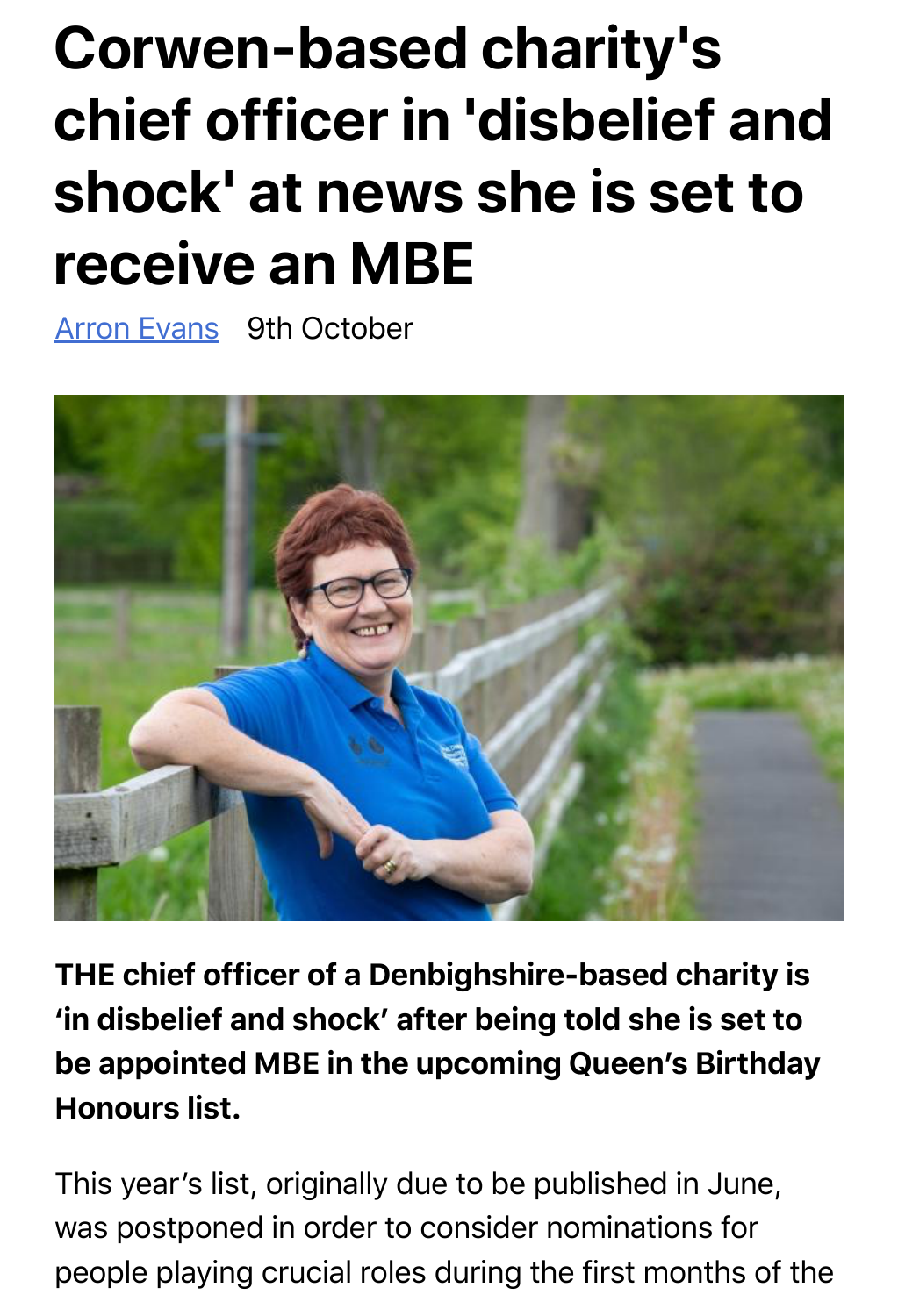# Corwen-based charity's chief officer in 'disbelief and shock' at news she is set to receive an MBE

Arron Evans 9th October

**THE chief officer of a Denbighshire-based charity is 'in disbelief and shock' after being told she is set to be appointed MBE in the upcoming Queen's Birthday Honours list.**

This year's list, originally due to be published in June, was postponed in order to consider nominations for people playing crucial roles during the first months of the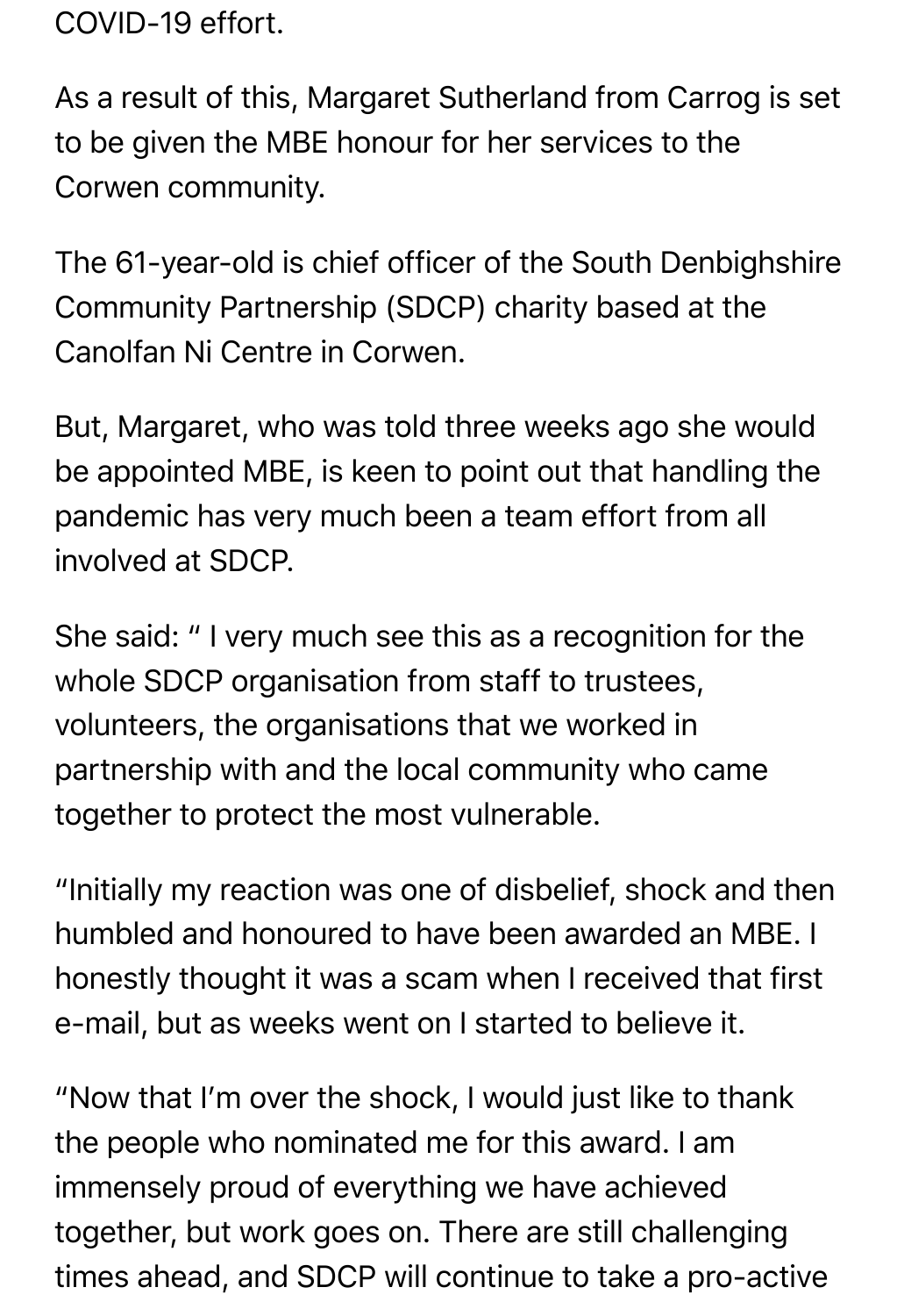COVID-19 effort.

As a result of this, Margaret Sutherland from Carrog is set to be given the MBE honour for her services to the Corwen community.

The 61-year-old is chief officer of the South Denbighshire Community Partnership (SDCP) charity based at the Canolfan Ni Centre in Corwen.

But, Margaret, who was told three weeks ago she would be appointed MBE, is keen to point out that handling the pandemic has very much been a team effort from all involved at SDCP.

She said: " I very much see this as a recognition for the whole SDCP organisation from staff to trustees, volunteers, the organisations that we worked in partnership with and the local community who came together to protect the most vulnerable.

"Initially my reaction was one of disbelief, shock and then humbled and honoured to have been awarded an MBE. I honestly thought it was a scam when I received that first e-mail, but as weeks went on I started to believe it.

"Now that I'm over the shock, I would just like to thank the people who nominated me for this award. I am immensely proud of everything we have achieved together, but work goes on. There are still challenging times ahead, and SDCP will continue to take a pro-active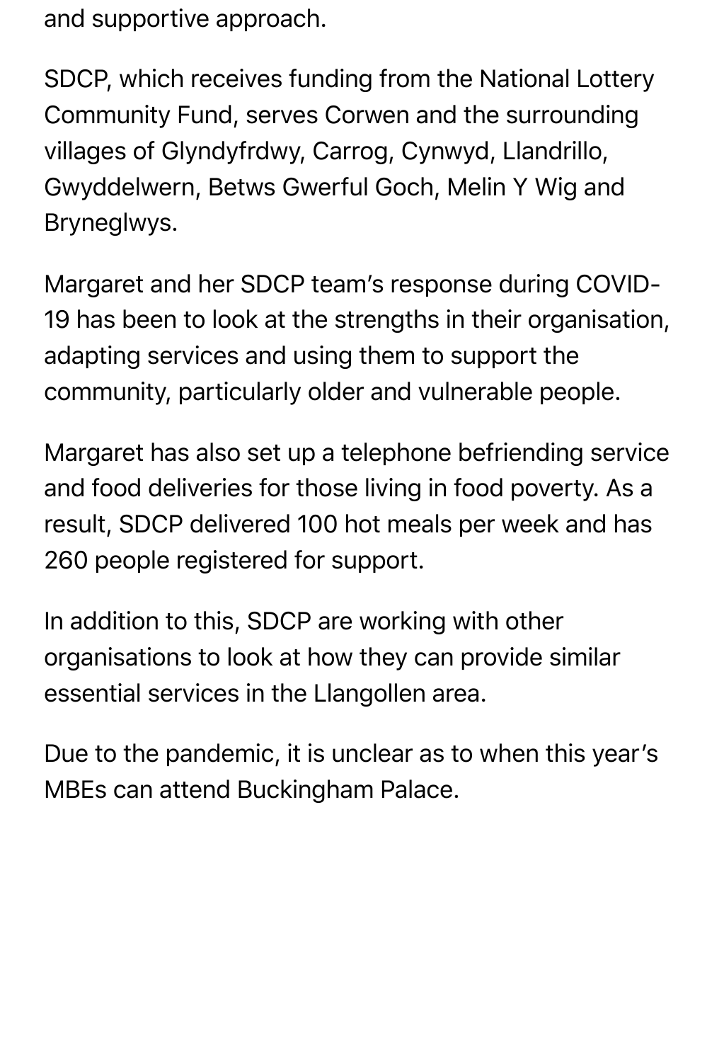and supportive approach.

SDCP, which receives funding from the National Lottery Community Fund, serves Corwen and the surrounding villages of Glyndyfrdwy, Carrog, Cynwyd, Llandrillo, Gwyddelwern, Betws Gwerful Goch, Melin Y Wig and Bryneglwys.

Margaret and her SDCP team's response during COVID-19 has been to look at the strengths in their organisation, adapting services and using them to support the community, particularly older and vulnerable people.

Margaret has also set up a telephone befriending service and food deliveries for those living in food poverty. As a result, SDCP delivered 100 hot meals per week and has 260 people registered for support.

In addition to this, SDCP are working with other organisations to look at how they can provide similar essential services in the Llangollen area.

Due to the pandemic, it is unclear as to when this year's MBEs can attend Buckingham Palace.